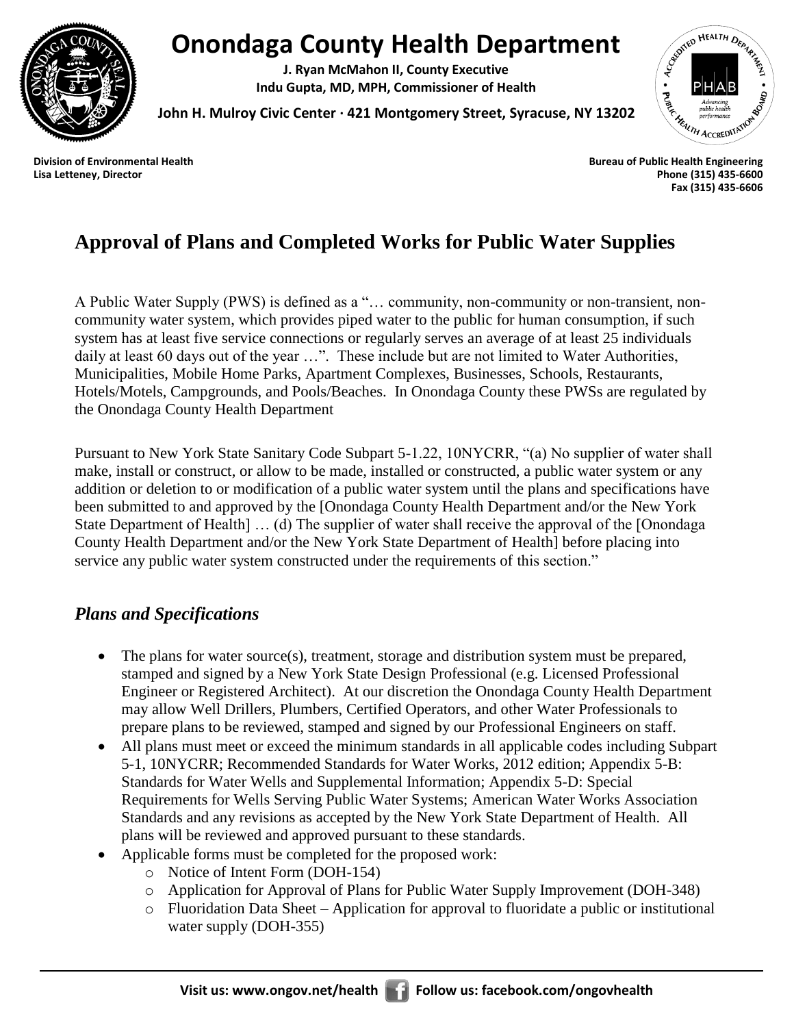# Onondaga County Health Department

**J. Ryan McMahon II, County Executive**
**Indu Gupta, MD, MPH, Commissioner of Health**

**John H. Mulroy Civic Center · 421 Montgomery Street, Syracuse, NY 13202**

**Division of Environmental Health**
**Lisa Letteney, Director**

**Bureau of Public Health Engineering**
**Phone (315) 435-6600**
**Fax (315) 435-6606**

## Approval of Plans and Completed Works for Public Water Supplies

A Public Water Supply (PWS) is defined as a "… community, non-community or non-transient, non-community water system, which provides piped water to the public for human consumption, if such system has at least five service connections or regularly serves an average of at least 25 individuals daily at least 60 days out of the year …". These include but are not limited to Water Authorities, Municipalities, Mobile Home Parks, Apartment Complexes, Businesses, Schools, Restaurants, Hotels/Motels, Campgrounds, and Pools/Beaches. In Onondaga County these PWSs are regulated by the Onondaga County Health Department

Pursuant to New York State Sanitary Code Subpart 5-1.22, 10NYCRR, "(a) No supplier of water shall make, install or construct, or allow to be made, installed or constructed, a public water system or any addition or deletion to or modification of a public water system until the plans and specifications have been submitted to and approved by the [Onondaga County Health Department and/or the New York State Department of Health] … (d) The supplier of water shall receive the approval of the [Onondaga County Health Department and/or the New York State Department of Health] before placing into service any public water system constructed under the requirements of this section."

### *Plans and Specifications*

- The plans for water source(s), treatment, storage and distribution system must be prepared, stamped and signed by a New York State Design Professional (e.g. Licensed Professional Engineer or Registered Architect). At our discretion the Onondaga County Health Department may allow Well Drillers, Plumbers, Certified Operators, and other Water Professionals to prepare plans to be reviewed, stamped and signed by our Professional Engineers on staff.
- All plans must meet or exceed the minimum standards in all applicable codes including Subpart 5-1, 10NYCRR; Recommended Standards for Water Works, 2012 edition; Appendix 5-B: Standards for Water Wells and Supplemental Information; Appendix 5-D: Special Requirements for Wells Serving Public Water Systems; American Water Works Association Standards and any revisions as accepted by the New York State Department of Health. All plans will be reviewed and approved pursuant to these standards.
- Applicable forms must be completed for the proposed work:
  - Notice of Intent Form (DOH-154)
  - Application for Approval of Plans for Public Water Supply Improvement (DOH-348)
  - Fluoridation Data Sheet – Application for approval to fluoridate a public or institutional water supply (DOH-355)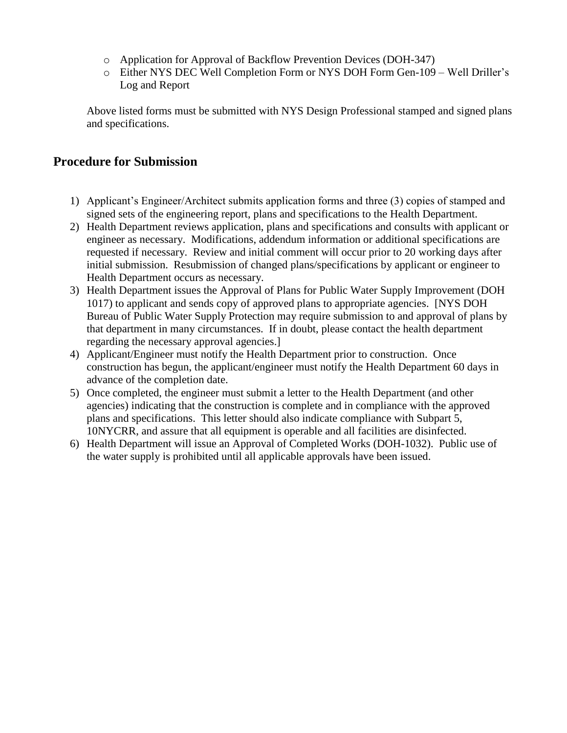- Application for Approval of Backflow Prevention Devices (DOH-347)
- Either NYS DEC Well Completion Form or NYS DOH Form Gen-109 – Well Driller's Log and Report

Above listed forms must be submitted with NYS Design Professional stamped and signed plans and specifications.

## Procedure for Submission

1) Applicant's Engineer/Architect submits application forms and three (3) copies of stamped and signed sets of the engineering report, plans and specifications to the Health Department.
2) Health Department reviews application, plans and specifications and consults with applicant or engineer as necessary. Modifications, addendum information or additional specifications are requested if necessary. Review and initial comment will occur prior to 20 working days after initial submission. Resubmission of changed plans/specifications by applicant or engineer to Health Department occurs as necessary.
3) Health Department issues the Approval of Plans for Public Water Supply Improvement (DOH 1017) to applicant and sends copy of approved plans to appropriate agencies. [NYS DOH Bureau of Public Water Supply Protection may require submission to and approval of plans by that department in many circumstances. If in doubt, please contact the health department regarding the necessary approval agencies.]
4) Applicant/Engineer must notify the Health Department prior to construction. Once construction has begun, the applicant/engineer must notify the Health Department 60 days in advance of the completion date.
5) Once completed, the engineer must submit a letter to the Health Department (and other agencies) indicating that the construction is complete and in compliance with the approved plans and specifications. This letter should also indicate compliance with Subpart 5, 10NYCRR, and assure that all equipment is operable and all facilities are disinfected.
6) Health Department will issue an Approval of Completed Works (DOH-1032). Public use of the water supply is prohibited until all applicable approvals have been issued.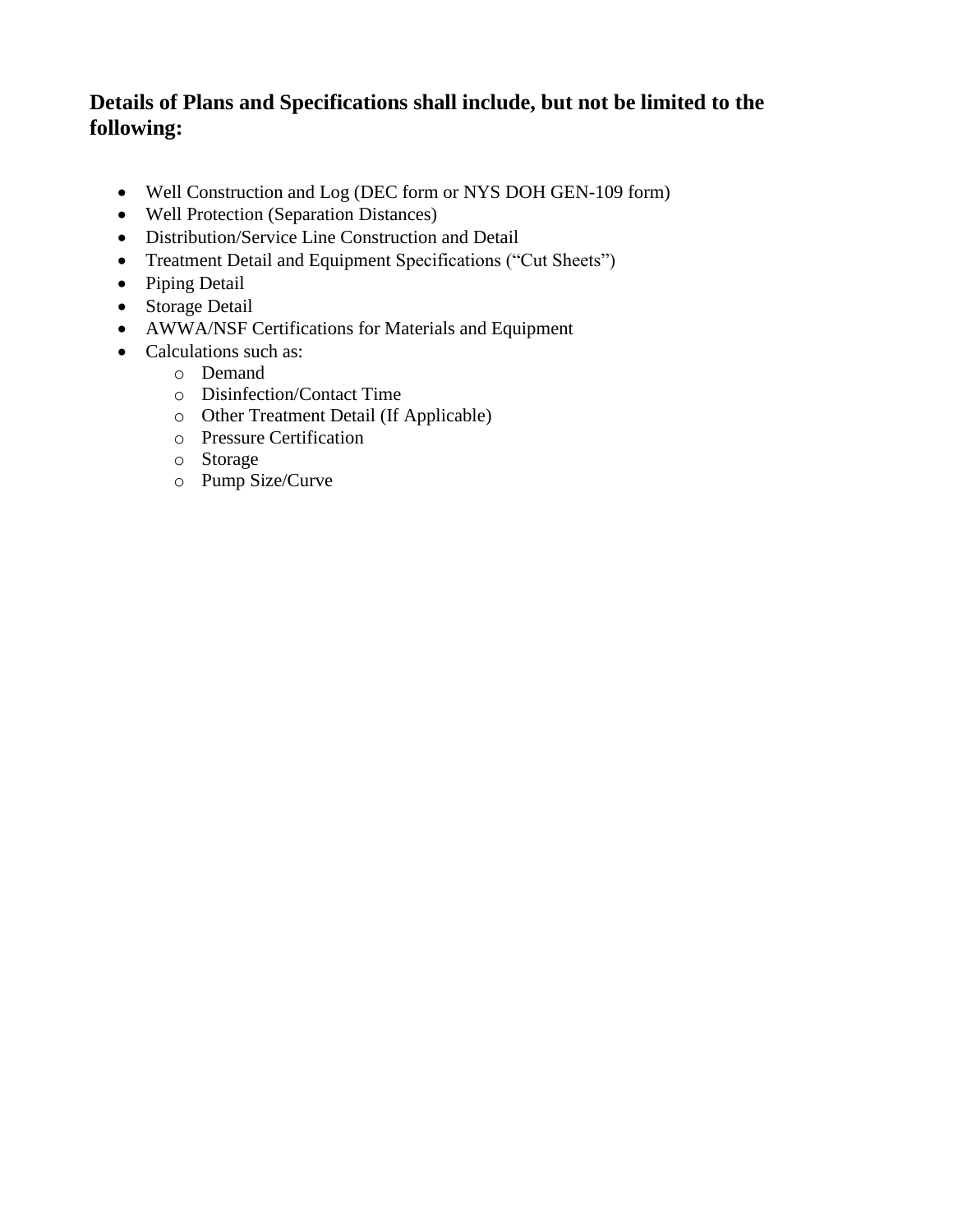**Details of Plans and Specifications shall include, but not be limited to the following:**

- Well Construction and Log (DEC form or NYS DOH GEN-109 form)
- Well Protection (Separation Distances)
- Distribution/Service Line Construction and Detail
- Treatment Detail and Equipment Specifications ("Cut Sheets")
- Piping Detail
- Storage Detail
- AWWA/NSF Certifications for Materials and Equipment
- Calculations such as:
  - Demand
  - Disinfection/Contact Time
  - Other Treatment Detail (If Applicable)
  - Pressure Certification
  - Storage
  - Pump Size/Curve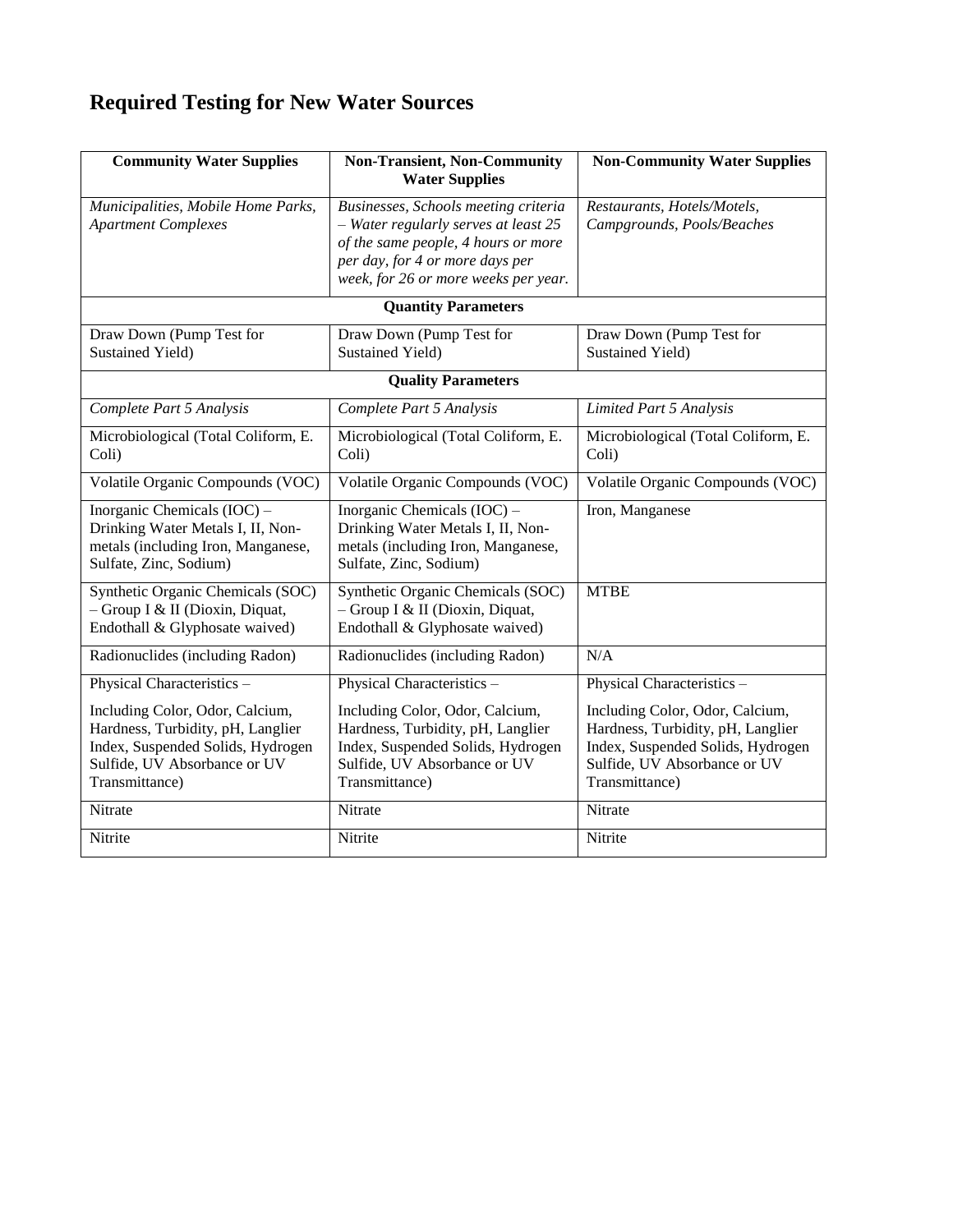# Required Testing for New Water Sources

| Community Water Supplies | Non-Transient, Non-Community Water Supplies | Non-Community Water Supplies |
|---|---|---|
| *Municipalities, Mobile Home Parks, Apartment Complexes* | *Businesses, Schools meeting criteria – Water regularly serves at least 25 of the same people, 4 hours or more per day, for 4 or more days per week, for 26 or more weeks per year.* | *Restaurants, Hotels/Motels, Campgrounds, Pools/Beaches* |
| **Quantity Parameters** | | |
| Draw Down (Pump Test for Sustained Yield) | Draw Down (Pump Test for Sustained Yield) | Draw Down (Pump Test for Sustained Yield) |
| **Quality Parameters** | | |
| *Complete Part 5 Analysis* | *Complete Part 5 Analysis* | *Limited Part 5 Analysis* |
| Microbiological (Total Coliform, E. Coli) | Microbiological (Total Coliform, E. Coli) | Microbiological (Total Coliform, E. Coli) |
| Volatile Organic Compounds (VOC) | Volatile Organic Compounds (VOC) | Volatile Organic Compounds (VOC) |
| Inorganic Chemicals (IOC) – Drinking Water Metals I, II, Non-metals (including Iron, Manganese, Sulfate, Zinc, Sodium) | Inorganic Chemicals (IOC) – Drinking Water Metals I, II, Non-metals (including Iron, Manganese, Sulfate, Zinc, Sodium) | Iron, Manganese |
| Synthetic Organic Chemicals (SOC) – Group I & II (Dioxin, Diquat, Endothall & Glyphosate waived) | Synthetic Organic Chemicals (SOC) – Group I & II (Dioxin, Diquat, Endothall & Glyphosate waived) | MTBE |
| Radionuclides (including Radon) | Radionuclides (including Radon) | N/A |
| Physical Characteristics – Including Color, Odor, Calcium, Hardness, Turbidity, pH, Langlier Index, Suspended Solids, Hydrogen Sulfide, UV Absorbance or UV Transmittance) | Physical Characteristics – Including Color, Odor, Calcium, Hardness, Turbidity, pH, Langlier Index, Suspended Solids, Hydrogen Sulfide, UV Absorbance or UV Transmittance) | Physical Characteristics – Including Color, Odor, Calcium, Hardness, Turbidity, pH, Langlier Index, Suspended Solids, Hydrogen Sulfide, UV Absorbance or UV Transmittance) |
| Nitrate | Nitrate | Nitrate |
| Nitrite | Nitrite | Nitrite |